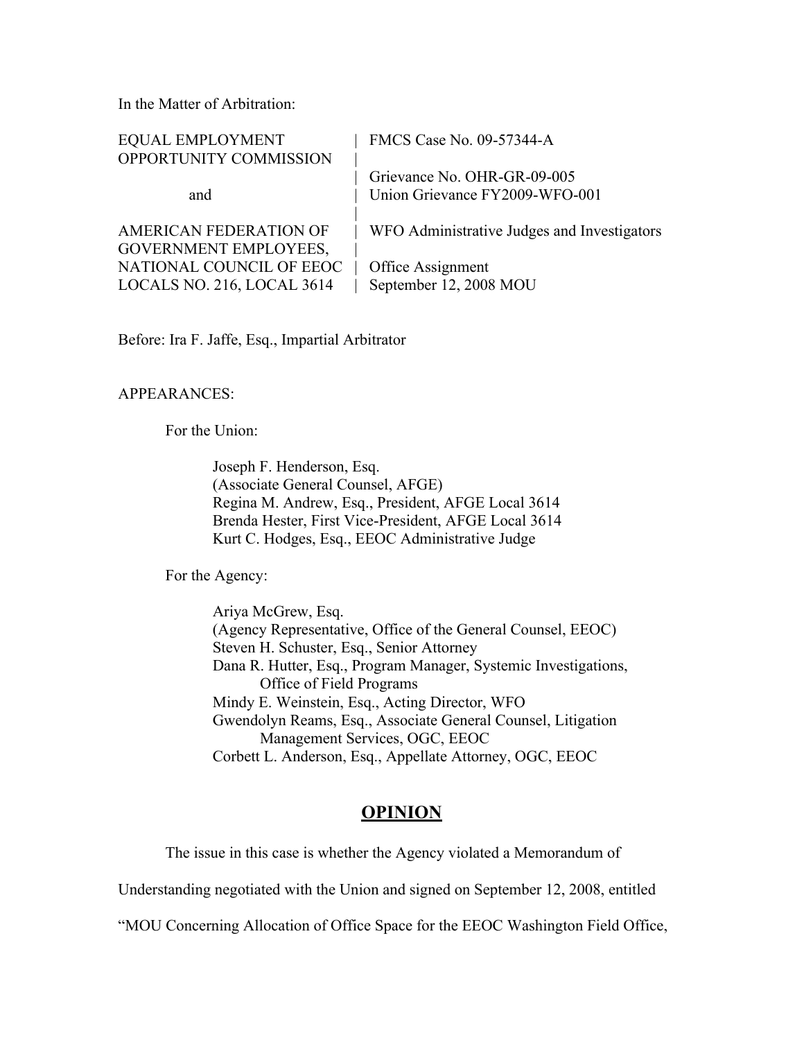In the Matter of Arbitration:

| | |
|---|---|
| EQUAL EMPLOYMENT OPPORTUNITY COMMISSION | FMCS Case No. 09-57344-A |
| | Grievance No. OHR-GR-09-005 |
| and | Union Grievance FY2009-WFO-001 |
| AMERICAN FEDERATION OF GOVERNMENT EMPLOYEES, | WFO Administrative Judges and Investigators |
| NATIONAL COUNCIL OF EEOC LOCALS NO. 216, LOCAL 3614 | Office Assignment September 12, 2008 MOU |

Before: Ira F. Jaffe, Esq., Impartial Arbitrator

APPEARANCES:

For the Union:

Joseph F. Henderson, Esq.
(Associate General Counsel, AFGE)
Regina M. Andrew, Esq., President, AFGE Local 3614
Brenda Hester, First Vice-President, AFGE Local 3614
Kurt C. Hodges, Esq., EEOC Administrative Judge

For the Agency:

Ariya McGrew, Esq.
(Agency Representative, Office of the General Counsel, EEOC)
Steven H. Schuster, Esq., Senior Attorney
Dana R. Hutter, Esq., Program Manager, Systemic Investigations, Office of Field Programs
Mindy E. Weinstein, Esq., Acting Director, WFO
Gwendolyn Reams, Esq., Associate General Counsel, Litigation Management Services, OGC, EEOC
Corbett L. Anderson, Esq., Appellate Attorney, OGC, EEOC

## OPINION

The issue in this case is whether the Agency violated a Memorandum of Understanding negotiated with the Union and signed on September 12, 2008, entitled "MOU Concerning Allocation of Office Space for the EEOC Washington Field Office,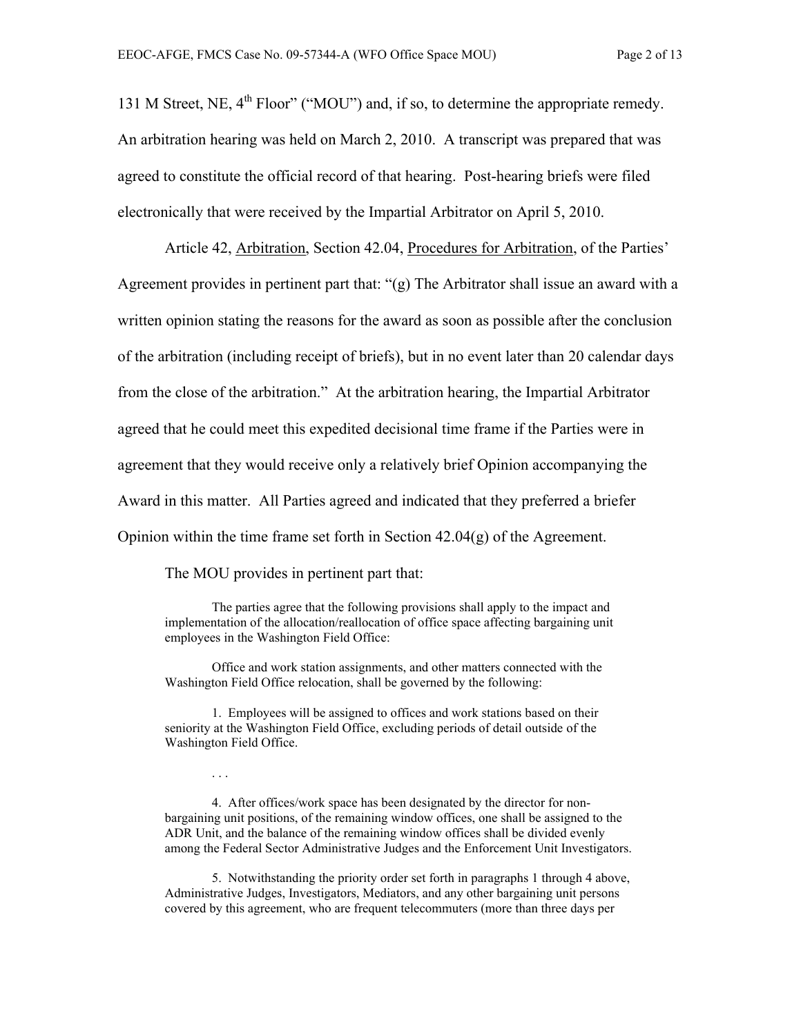131 M Street, NE, 4th Floor" ("MOU") and, if so, to determine the appropriate remedy. An arbitration hearing was held on March 2, 2010. A transcript was prepared that was agreed to constitute the official record of that hearing. Post-hearing briefs were filed electronically that were received by the Impartial Arbitrator on April 5, 2010.

Article 42, Arbitration, Section 42.04, Procedures for Arbitration, of the Parties' Agreement provides in pertinent part that: "(g) The Arbitrator shall issue an award with a written opinion stating the reasons for the award as soon as possible after the conclusion of the arbitration (including receipt of briefs), but in no event later than 20 calendar days from the close of the arbitration." At the arbitration hearing, the Impartial Arbitrator agreed that he could meet this expedited decisional time frame if the Parties were in agreement that they would receive only a relatively brief Opinion accompanying the Award in this matter. All Parties agreed and indicated that they preferred a briefer Opinion within the time frame set forth in Section 42.04(g) of the Agreement.

The MOU provides in pertinent part that:

> The parties agree that the following provisions shall apply to the impact and implementation of the allocation/reallocation of office space affecting bargaining unit employees in the Washington Field Office:
>
> Office and work station assignments, and other matters connected with the Washington Field Office relocation, shall be governed by the following:
>
> 1. Employees will be assigned to offices and work stations based on their seniority at the Washington Field Office, excluding periods of detail outside of the Washington Field Office.
>
> . . .
>
> 4. After offices/work space has been designated by the director for non-bargaining unit positions, of the remaining window offices, one shall be assigned to the ADR Unit, and the balance of the remaining window offices shall be divided evenly among the Federal Sector Administrative Judges and the Enforcement Unit Investigators.
>
> 5. Notwithstanding the priority order set forth in paragraphs 1 through 4 above, Administrative Judges, Investigators, Mediators, and any other bargaining unit persons covered by this agreement, who are frequent telecommuters (more than three days per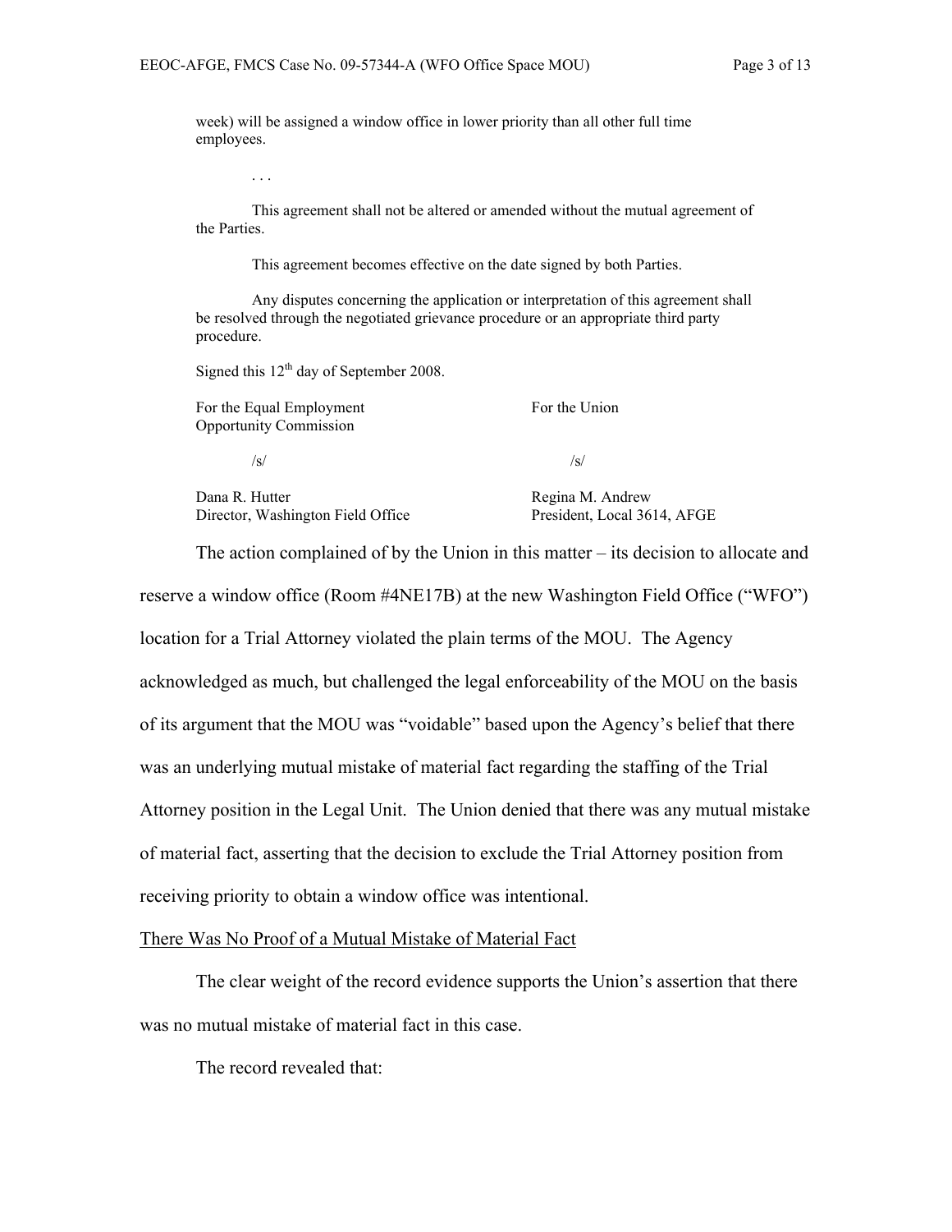week) will be assigned a window office in lower priority than all other full time employees.

. . .

This agreement shall not be altered or amended without the mutual agreement of the Parties.

This agreement becomes effective on the date signed by both Parties.

Any disputes concerning the application or interpretation of this agreement shall be resolved through the negotiated grievance procedure or an appropriate third party procedure.

Signed this 12th day of September 2008.

| For the Equal Employment Opportunity Commission | For the Union |
| --- | --- |
| /s/ | /s/ |
| Dana R. Hutter<br>Director, Washington Field Office | Regina M. Andrew<br>President, Local 3614, AFGE |

The action complained of by the Union in this matter – its decision to allocate and reserve a window office (Room #4NE17B) at the new Washington Field Office ("WFO") location for a Trial Attorney violated the plain terms of the MOU. The Agency acknowledged as much, but challenged the legal enforceability of the MOU on the basis of its argument that the MOU was "voidable" based upon the Agency's belief that there was an underlying mutual mistake of material fact regarding the staffing of the Trial Attorney position in the Legal Unit. The Union denied that there was any mutual mistake of material fact, asserting that the decision to exclude the Trial Attorney position from receiving priority to obtain a window office was intentional.

<u>There Was No Proof of a Mutual Mistake of Material Fact</u>

The clear weight of the record evidence supports the Union's assertion that there was no mutual mistake of material fact in this case.

The record revealed that: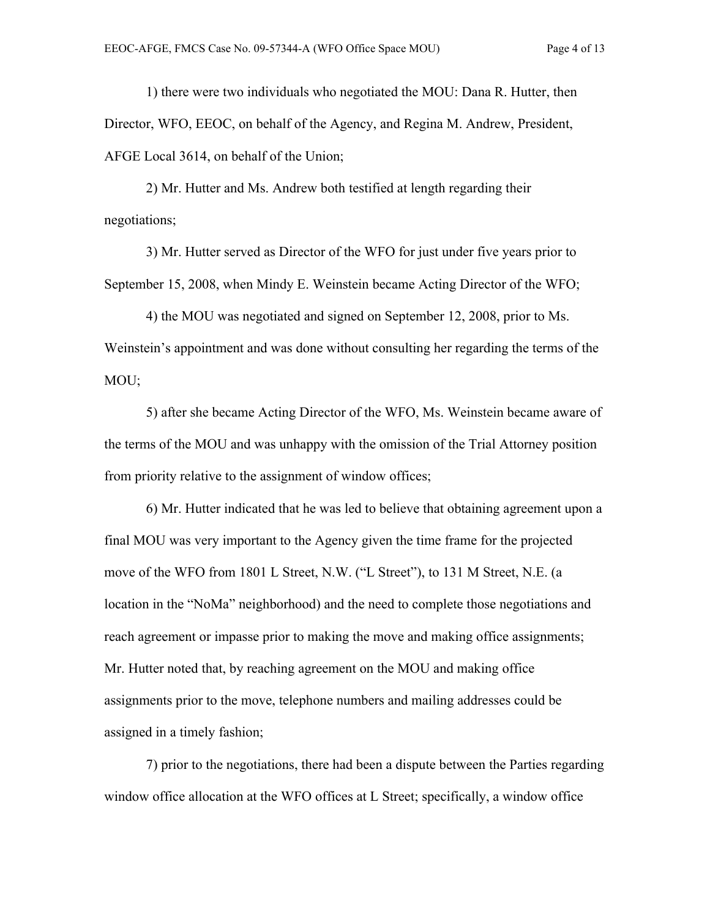1) there were two individuals who negotiated the MOU: Dana R. Hutter, then Director, WFO, EEOC, on behalf of the Agency, and Regina M. Andrew, President, AFGE Local 3614, on behalf of the Union;

2) Mr. Hutter and Ms. Andrew both testified at length regarding their negotiations;

3) Mr. Hutter served as Director of the WFO for just under five years prior to September 15, 2008, when Mindy E. Weinstein became Acting Director of the WFO;

4) the MOU was negotiated and signed on September 12, 2008, prior to Ms. Weinstein's appointment and was done without consulting her regarding the terms of the MOU;

5) after she became Acting Director of the WFO, Ms. Weinstein became aware of the terms of the MOU and was unhappy with the omission of the Trial Attorney position from priority relative to the assignment of window offices;

6) Mr. Hutter indicated that he was led to believe that obtaining agreement upon a final MOU was very important to the Agency given the time frame for the projected move of the WFO from 1801 L Street, N.W. ("L Street"), to 131 M Street, N.E. (a location in the "NoMa" neighborhood) and the need to complete those negotiations and reach agreement or impasse prior to making the move and making office assignments; Mr. Hutter noted that, by reaching agreement on the MOU and making office assignments prior to the move, telephone numbers and mailing addresses could be assigned in a timely fashion;

7) prior to the negotiations, there had been a dispute between the Parties regarding window office allocation at the WFO offices at L Street; specifically, a window office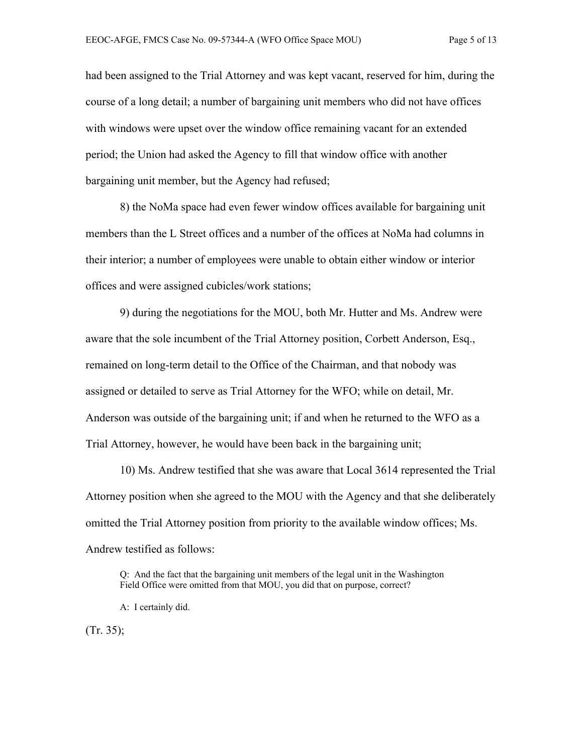had been assigned to the Trial Attorney and was kept vacant, reserved for him, during the course of a long detail; a number of bargaining unit members who did not have offices with windows were upset over the window office remaining vacant for an extended period; the Union had asked the Agency to fill that window office with another bargaining unit member, but the Agency had refused;

8) the NoMa space had even fewer window offices available for bargaining unit members than the L Street offices and a number of the offices at NoMa had columns in their interior; a number of employees were unable to obtain either window or interior offices and were assigned cubicles/work stations;

9) during the negotiations for the MOU, both Mr. Hutter and Ms. Andrew were aware that the sole incumbent of the Trial Attorney position, Corbett Anderson, Esq., remained on long-term detail to the Office of the Chairman, and that nobody was assigned or detailed to serve as Trial Attorney for the WFO; while on detail, Mr. Anderson was outside of the bargaining unit; if and when he returned to the WFO as a Trial Attorney, however, he would have been back in the bargaining unit;

10) Ms. Andrew testified that she was aware that Local 3614 represented the Trial Attorney position when she agreed to the MOU with the Agency and that she deliberately omitted the Trial Attorney position from priority to the available window offices; Ms. Andrew testified as follows:

> Q: And the fact that the bargaining unit members of the legal unit in the Washington Field Office were omitted from that MOU, you did that on purpose, correct?
>
> A: I certainly did.

(Tr. 35);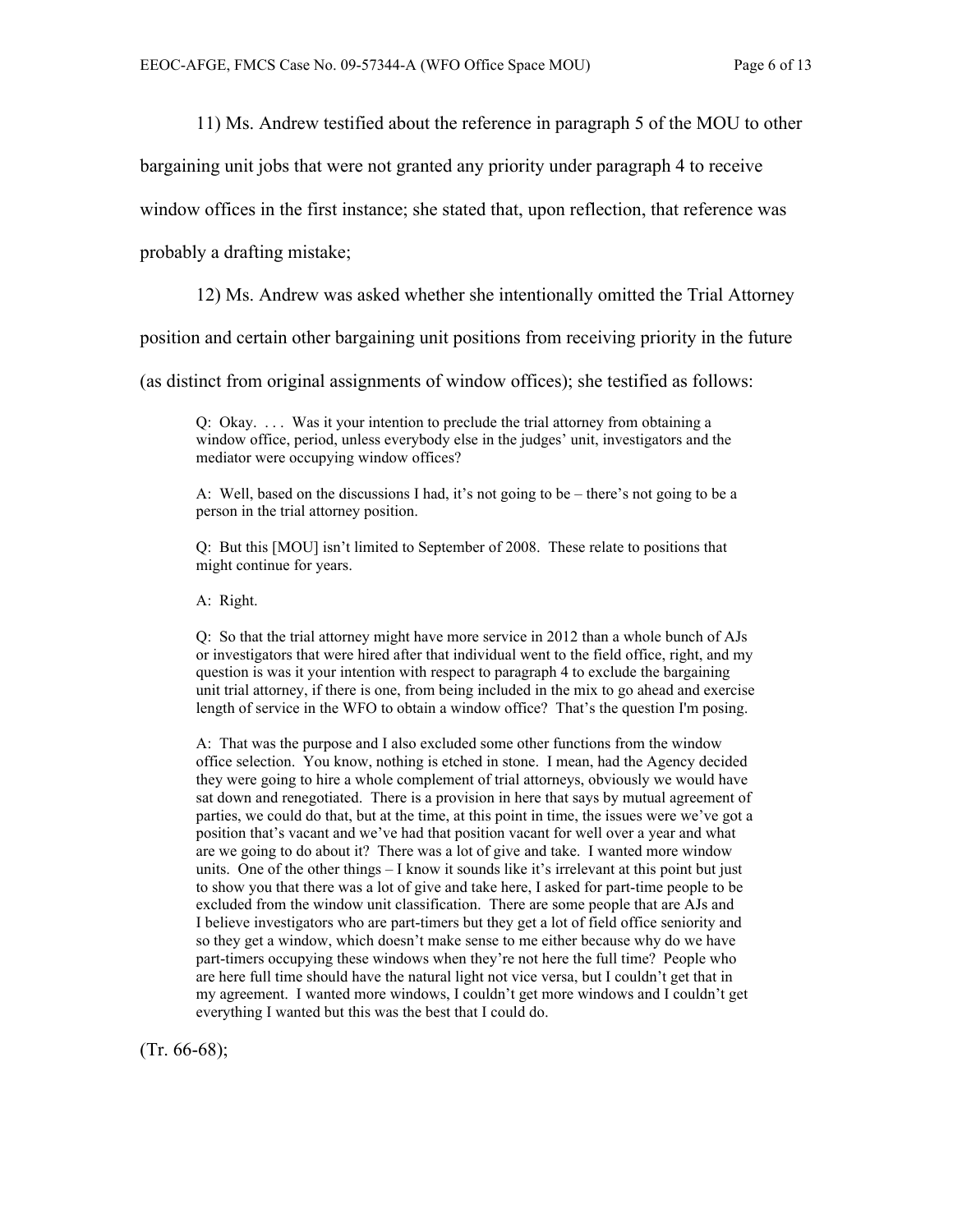11) Ms. Andrew testified about the reference in paragraph 5 of the MOU to other bargaining unit jobs that were not granted any priority under paragraph 4 to receive window offices in the first instance; she stated that, upon reflection, that reference was probably a drafting mistake;

12) Ms. Andrew was asked whether she intentionally omitted the Trial Attorney position and certain other bargaining unit positions from receiving priority in the future (as distinct from original assignments of window offices); she testified as follows:

> Q: Okay. . . . Was it your intention to preclude the trial attorney from obtaining a window office, period, unless everybody else in the judges' unit, investigators and the mediator were occupying window offices?
>
> A: Well, based on the discussions I had, it's not going to be – there's not going to be a person in the trial attorney position.
>
> Q: But this [MOU] isn't limited to September of 2008. These relate to positions that might continue for years.
>
> A: Right.
>
> Q: So that the trial attorney might have more service in 2012 than a whole bunch of AJs or investigators that were hired after that individual went to the field office, right, and my question is was it your intention with respect to paragraph 4 to exclude the bargaining unit trial attorney, if there is one, from being included in the mix to go ahead and exercise length of service in the WFO to obtain a window office? That's the question I'm posing.
>
> A: That was the purpose and I also excluded some other functions from the window office selection. You know, nothing is etched in stone. I mean, had the Agency decided they were going to hire a whole complement of trial attorneys, obviously we would have sat down and renegotiated. There is a provision in here that says by mutual agreement of parties, we could do that, but at the time, at this point in time, the issues were we've got a position that's vacant and we've had that position vacant for well over a year and what are we going to do about it? There was a lot of give and take. I wanted more window units. One of the other things – I know it sounds like it's irrelevant at this point but just to show you that there was a lot of give and take here, I asked for part-time people to be excluded from the window unit classification. There are some people that are AJs and I believe investigators who are part-timers but they get a lot of field office seniority and so they get a window, which doesn't make sense to me either because why do we have part-timers occupying these windows when they're not here the full time? People who are here full time should have the natural light not vice versa, but I couldn't get that in my agreement. I wanted more windows, I couldn't get more windows and I couldn't get everything I wanted but this was the best that I could do.

(Tr. 66-68);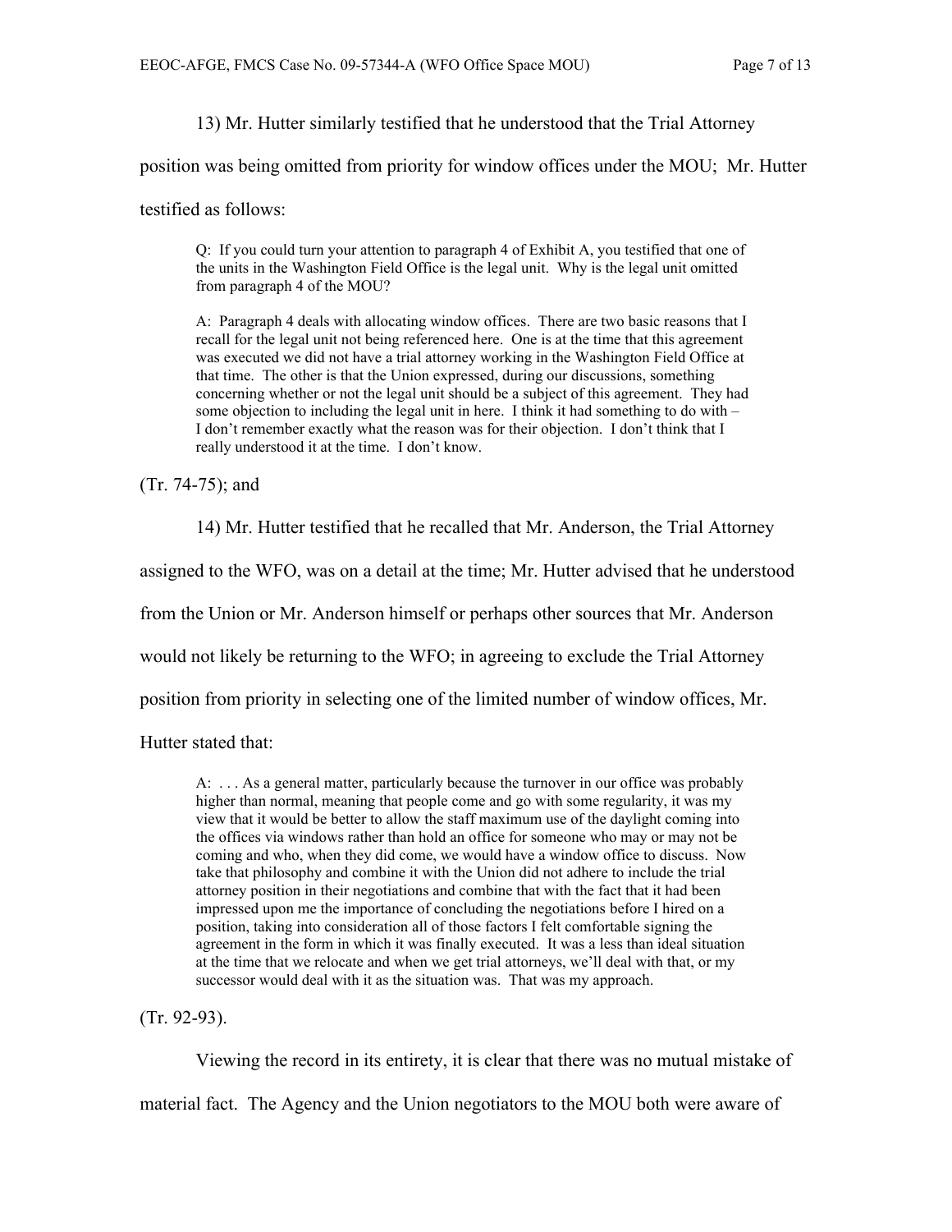13) Mr. Hutter similarly testified that he understood that the Trial Attorney position was being omitted from priority for window offices under the MOU; Mr. Hutter testified as follows:

> Q: If you could turn your attention to paragraph 4 of Exhibit A, you testified that one of the units in the Washington Field Office is the legal unit. Why is the legal unit omitted from paragraph 4 of the MOU?
>
> A: Paragraph 4 deals with allocating window offices. There are two basic reasons that I recall for the legal unit not being referenced here. One is at the time that this agreement was executed we did not have a trial attorney working in the Washington Field Office at that time. The other is that the Union expressed, during our discussions, something concerning whether or not the legal unit should be a subject of this agreement. They had some objection to including the legal unit in here. I think it had something to do with – I don't remember exactly what the reason was for their objection. I don't think that I really understood it at the time. I don't know.

(Tr. 74-75); and

14) Mr. Hutter testified that he recalled that Mr. Anderson, the Trial Attorney assigned to the WFO, was on a detail at the time; Mr. Hutter advised that he understood from the Union or Mr. Anderson himself or perhaps other sources that Mr. Anderson would not likely be returning to the WFO; in agreeing to exclude the Trial Attorney position from priority in selecting one of the limited number of window offices, Mr. Hutter stated that:

> A: . . . As a general matter, particularly because the turnover in our office was probably higher than normal, meaning that people come and go with some regularity, it was my view that it would be better to allow the staff maximum use of the daylight coming into the offices via windows rather than hold an office for someone who may or may not be coming and who, when they did come, we would have a window office to discuss. Now take that philosophy and combine it with the Union did not adhere to include the trial attorney position in their negotiations and combine that with the fact that it had been impressed upon me the importance of concluding the negotiations before I hired on a position, taking into consideration all of those factors I felt comfortable signing the agreement in the form in which it was finally executed. It was a less than ideal situation at the time that we relocate and when we get trial attorneys, we'll deal with that, or my successor would deal with it as the situation was. That was my approach.

(Tr. 92-93).

Viewing the record in its entirety, it is clear that there was no mutual mistake of material fact. The Agency and the Union negotiators to the MOU both were aware of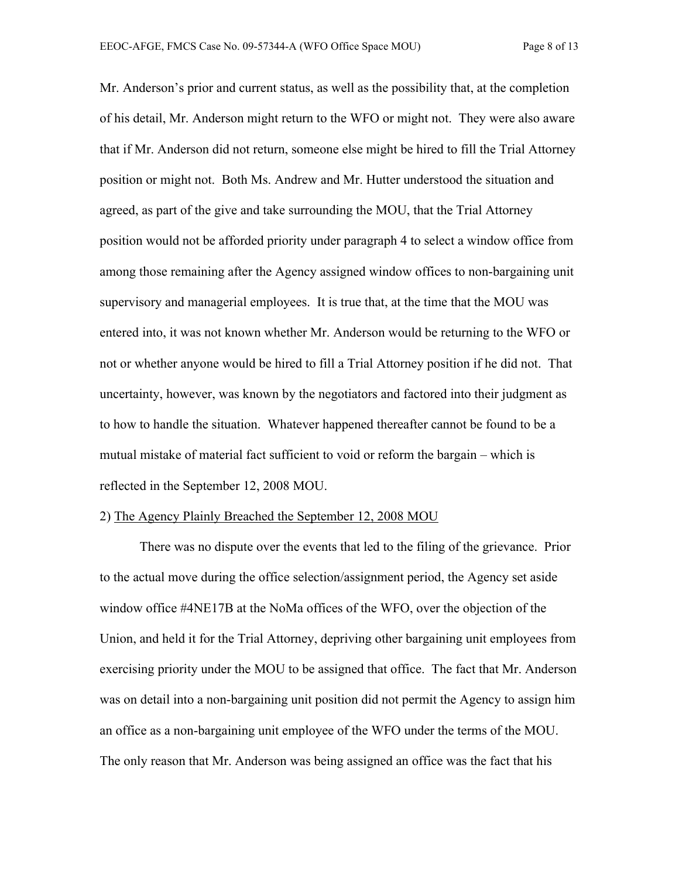Mr. Anderson's prior and current status, as well as the possibility that, at the completion of his detail, Mr. Anderson might return to the WFO or might not. They were also aware that if Mr. Anderson did not return, someone else might be hired to fill the Trial Attorney position or might not. Both Ms. Andrew and Mr. Hutter understood the situation and agreed, as part of the give and take surrounding the MOU, that the Trial Attorney position would not be afforded priority under paragraph 4 to select a window office from among those remaining after the Agency assigned window offices to non-bargaining unit supervisory and managerial employees. It is true that, at the time that the MOU was entered into, it was not known whether Mr. Anderson would be returning to the WFO or not or whether anyone would be hired to fill a Trial Attorney position if he did not. That uncertainty, however, was known by the negotiators and factored into their judgment as to how to handle the situation. Whatever happened thereafter cannot be found to be a mutual mistake of material fact sufficient to void or reform the bargain – which is reflected in the September 12, 2008 MOU.

2) <u>The Agency Plainly Breached the September 12, 2008 MOU</u>

There was no dispute over the events that led to the filing of the grievance. Prior to the actual move during the office selection/assignment period, the Agency set aside window office #4NE17B at the NoMa offices of the WFO, over the objection of the Union, and held it for the Trial Attorney, depriving other bargaining unit employees from exercising priority under the MOU to be assigned that office. The fact that Mr. Anderson was on detail into a non-bargaining unit position did not permit the Agency to assign him an office as a non-bargaining unit employee of the WFO under the terms of the MOU. The only reason that Mr. Anderson was being assigned an office was the fact that his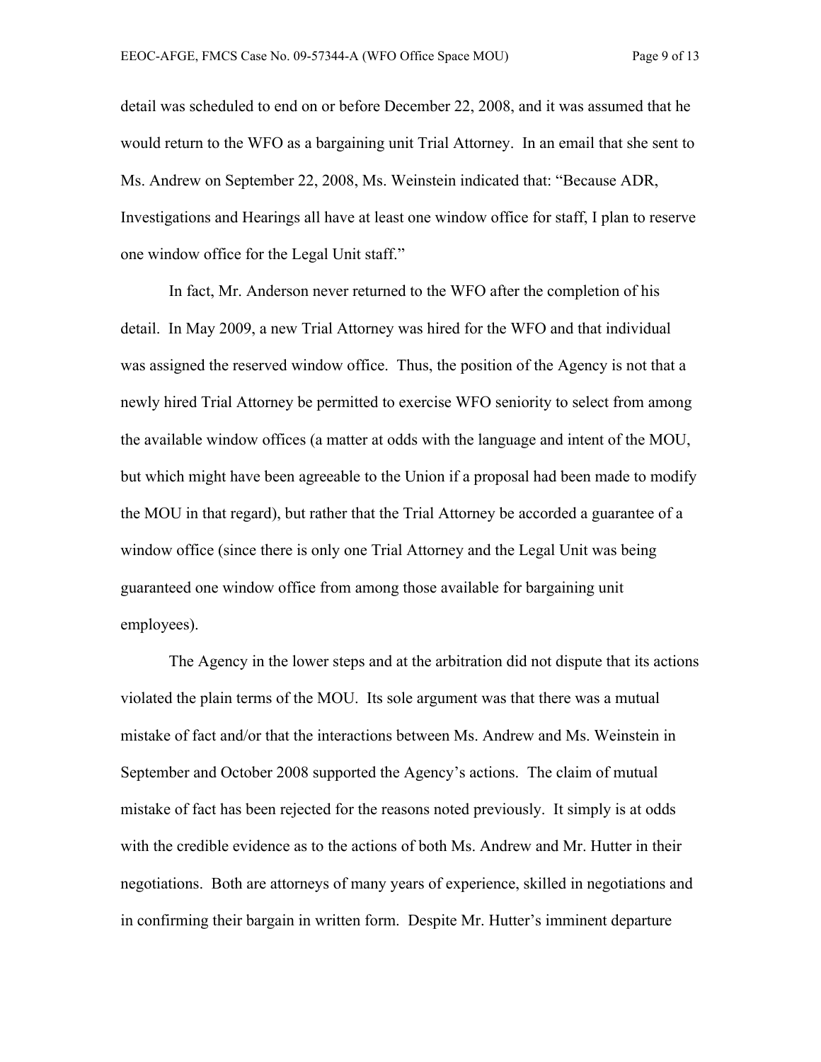detail was scheduled to end on or before December 22, 2008, and it was assumed that he would return to the WFO as a bargaining unit Trial Attorney. In an email that she sent to Ms. Andrew on September 22, 2008, Ms. Weinstein indicated that: "Because ADR, Investigations and Hearings all have at least one window office for staff, I plan to reserve one window office for the Legal Unit staff."

In fact, Mr. Anderson never returned to the WFO after the completion of his detail. In May 2009, a new Trial Attorney was hired for the WFO and that individual was assigned the reserved window office. Thus, the position of the Agency is not that a newly hired Trial Attorney be permitted to exercise WFO seniority to select from among the available window offices (a matter at odds with the language and intent of the MOU, but which might have been agreeable to the Union if a proposal had been made to modify the MOU in that regard), but rather that the Trial Attorney be accorded a guarantee of a window office (since there is only one Trial Attorney and the Legal Unit was being guaranteed one window office from among those available for bargaining unit employees).

The Agency in the lower steps and at the arbitration did not dispute that its actions violated the plain terms of the MOU. Its sole argument was that there was a mutual mistake of fact and/or that the interactions between Ms. Andrew and Ms. Weinstein in September and October 2008 supported the Agency's actions. The claim of mutual mistake of fact has been rejected for the reasons noted previously. It simply is at odds with the credible evidence as to the actions of both Ms. Andrew and Mr. Hutter in their negotiations. Both are attorneys of many years of experience, skilled in negotiations and in confirming their bargain in written form. Despite Mr. Hutter's imminent departure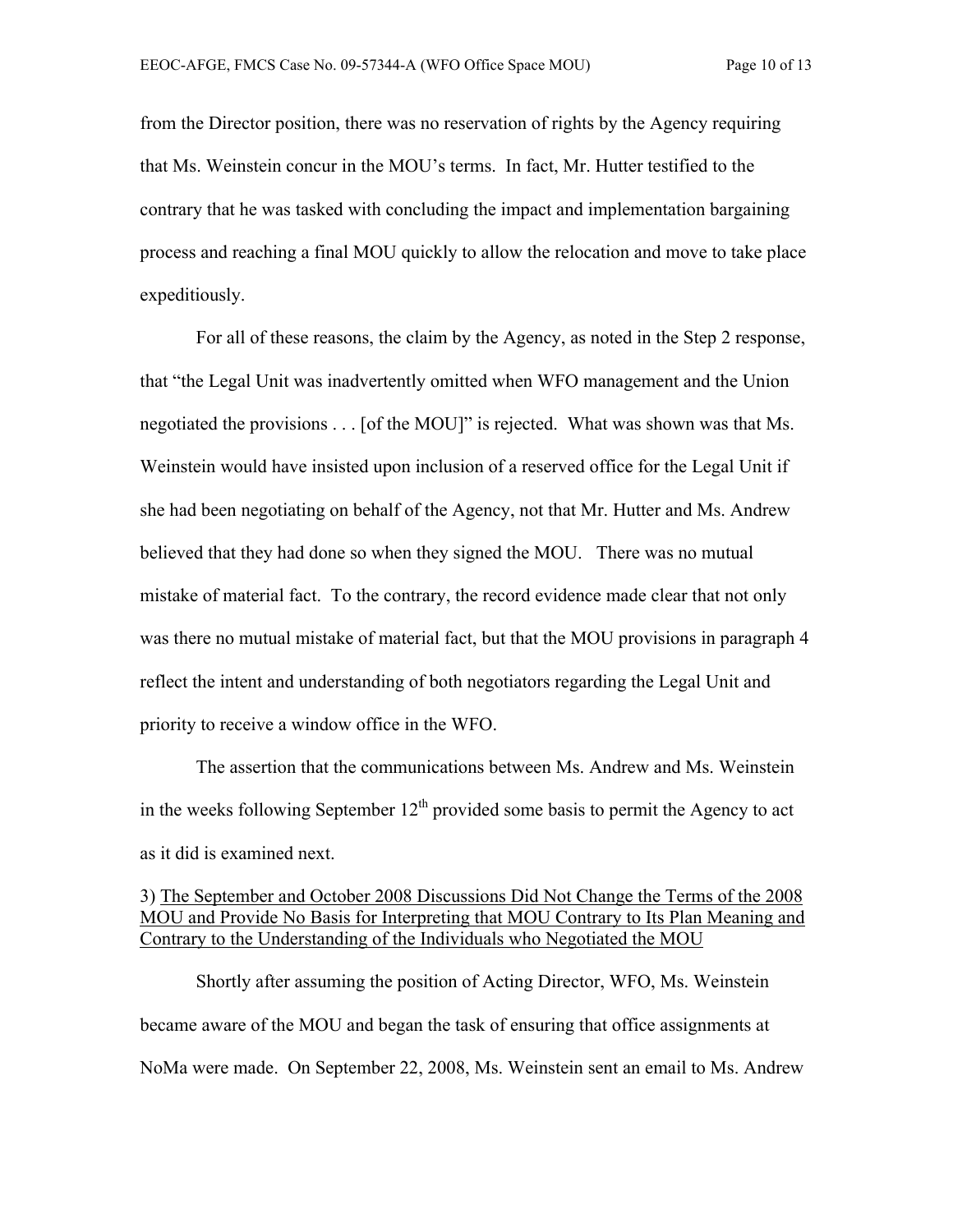from the Director position, there was no reservation of rights by the Agency requiring that Ms. Weinstein concur in the MOU's terms. In fact, Mr. Hutter testified to the contrary that he was tasked with concluding the impact and implementation bargaining process and reaching a final MOU quickly to allow the relocation and move to take place expeditiously.

For all of these reasons, the claim by the Agency, as noted in the Step 2 response, that "the Legal Unit was inadvertently omitted when WFO management and the Union negotiated the provisions . . . [of the MOU]" is rejected. What was shown was that Ms. Weinstein would have insisted upon inclusion of a reserved office for the Legal Unit if she had been negotiating on behalf of the Agency, not that Mr. Hutter and Ms. Andrew believed that they had done so when they signed the MOU. There was no mutual mistake of material fact. To the contrary, the record evidence made clear that not only was there no mutual mistake of material fact, but that the MOU provisions in paragraph 4 reflect the intent and understanding of both negotiators regarding the Legal Unit and priority to receive a window office in the WFO.

The assertion that the communications between Ms. Andrew and Ms. Weinstein in the weeks following September 12th provided some basis to permit the Agency to act as it did is examined next.

3) <u>The September and October 2008 Discussions Did Not Change the Terms of the 2008 MOU and Provide No Basis for Interpreting that MOU Contrary to Its Plan Meaning and Contrary to the Understanding of the Individuals who Negotiated the MOU</u>

Shortly after assuming the position of Acting Director, WFO, Ms. Weinstein became aware of the MOU and began the task of ensuring that office assignments at NoMa were made. On September 22, 2008, Ms. Weinstein sent an email to Ms. Andrew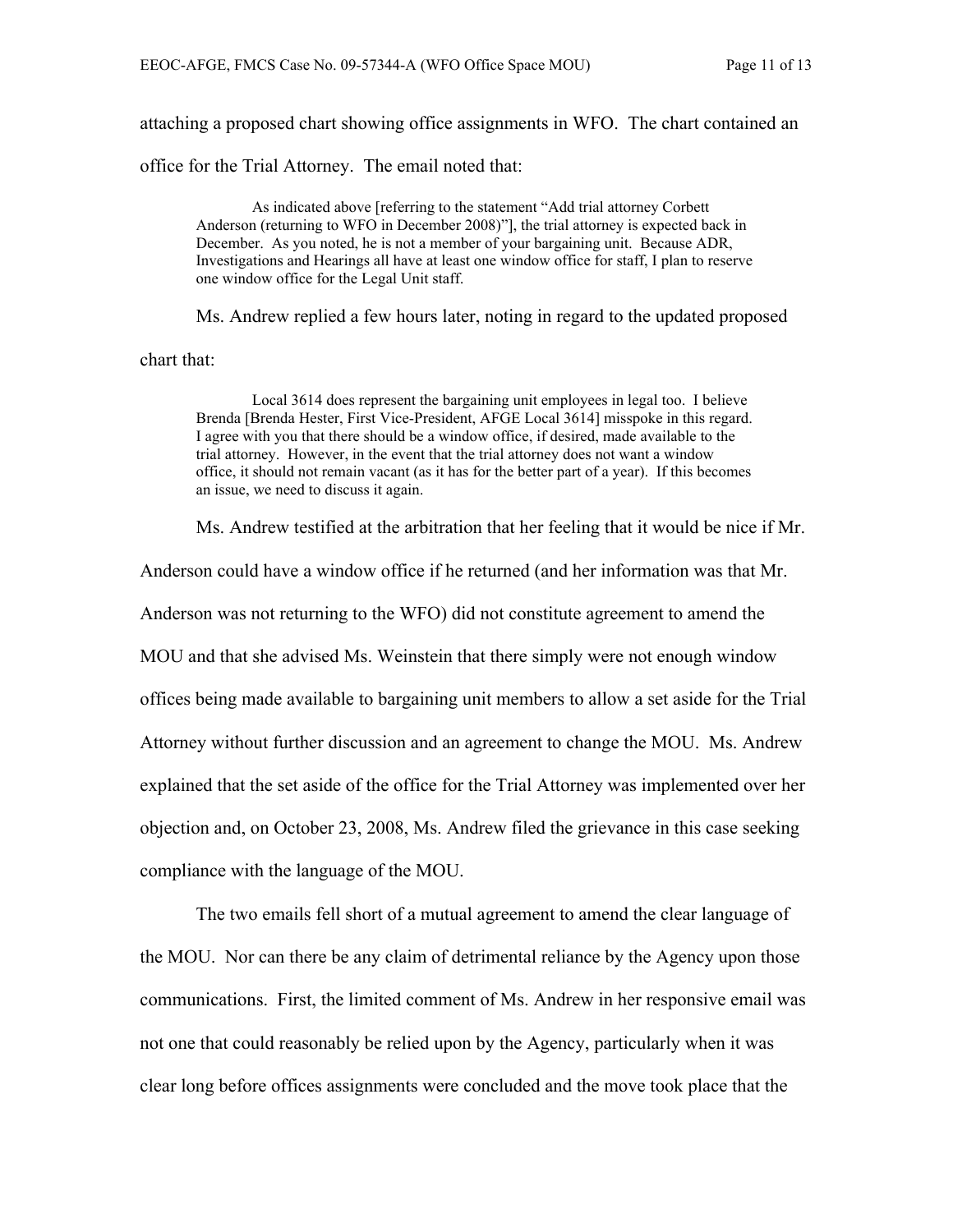attaching a proposed chart showing office assignments in WFO. The chart contained an office for the Trial Attorney. The email noted that:

> As indicated above [referring to the statement "Add trial attorney Corbett Anderson (returning to WFO in December 2008)"], the trial attorney is expected back in December. As you noted, he is not a member of your bargaining unit. Because ADR, Investigations and Hearings all have at least one window office for staff, I plan to reserve one window office for the Legal Unit staff.

Ms. Andrew replied a few hours later, noting in regard to the updated proposed chart that:

> Local 3614 does represent the bargaining unit employees in legal too. I believe Brenda [Brenda Hester, First Vice-President, AFGE Local 3614] misspoke in this regard. I agree with you that there should be a window office, if desired, made available to the trial attorney. However, in the event that the trial attorney does not want a window office, it should not remain vacant (as it has for the better part of a year). If this becomes an issue, we need to discuss it again.

Ms. Andrew testified at the arbitration that her feeling that it would be nice if Mr. Anderson could have a window office if he returned (and her information was that Mr. Anderson was not returning to the WFO) did not constitute agreement to amend the MOU and that she advised Ms. Weinstein that there simply were not enough window offices being made available to bargaining unit members to allow a set aside for the Trial Attorney without further discussion and an agreement to change the MOU. Ms. Andrew explained that the set aside of the office for the Trial Attorney was implemented over her objection and, on October 23, 2008, Ms. Andrew filed the grievance in this case seeking compliance with the language of the MOU.

The two emails fell short of a mutual agreement to amend the clear language of the MOU. Nor can there be any claim of detrimental reliance by the Agency upon those communications. First, the limited comment of Ms. Andrew in her responsive email was not one that could reasonably be relied upon by the Agency, particularly when it was clear long before offices assignments were concluded and the move took place that the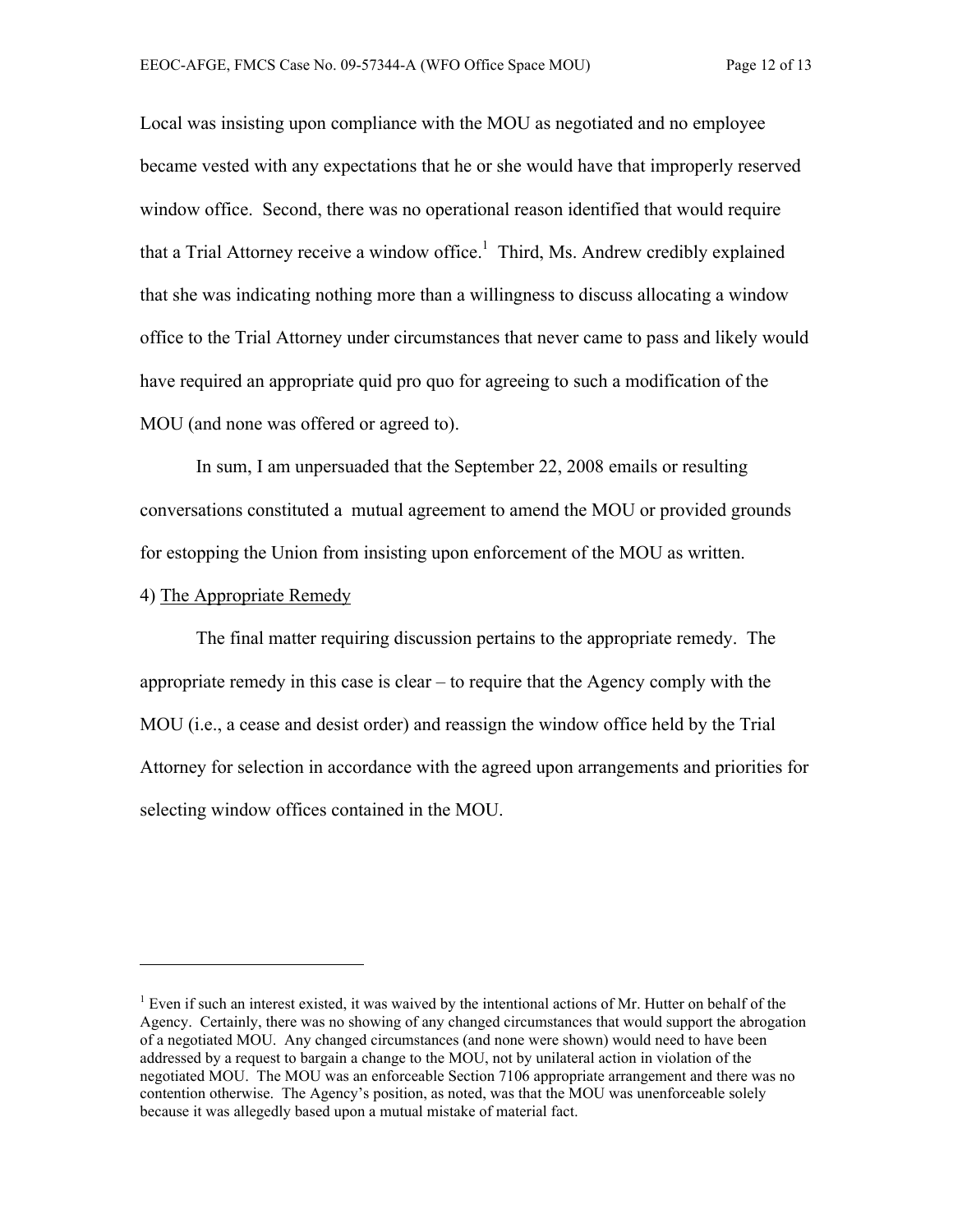Local was insisting upon compliance with the MOU as negotiated and no employee became vested with any expectations that he or she would have that improperly reserved window office. Second, there was no operational reason identified that would require that a Trial Attorney receive a window office.[1] Third, Ms. Andrew credibly explained that she was indicating nothing more than a willingness to discuss allocating a window office to the Trial Attorney under circumstances that never came to pass and likely would have required an appropriate quid pro quo for agreeing to such a modification of the MOU (and none was offered or agreed to).

In sum, I am unpersuaded that the September 22, 2008 emails or resulting conversations constituted a mutual agreement to amend the MOU or provided grounds for estopping the Union from insisting upon enforcement of the MOU as written.

4) <u>The Appropriate Remedy</u>

The final matter requiring discussion pertains to the appropriate remedy. The appropriate remedy in this case is clear – to require that the Agency comply with the MOU (i.e., a cease and desist order) and reassign the window office held by the Trial Attorney for selection in accordance with the agreed upon arrangements and priorities for selecting window offices contained in the MOU.

---

[1] Even if such an interest existed, it was waived by the intentional actions of Mr. Hutter on behalf of the Agency. Certainly, there was no showing of any changed circumstances that would support the abrogation of a negotiated MOU. Any changed circumstances (and none were shown) would need to have been addressed by a request to bargain a change to the MOU, not by unilateral action in violation of the negotiated MOU. The MOU was an enforceable Section 7106 appropriate arrangement and there was no contention otherwise. The Agency's position, as noted, was that the MOU was unenforceable solely because it was allegedly based upon a mutual mistake of material fact.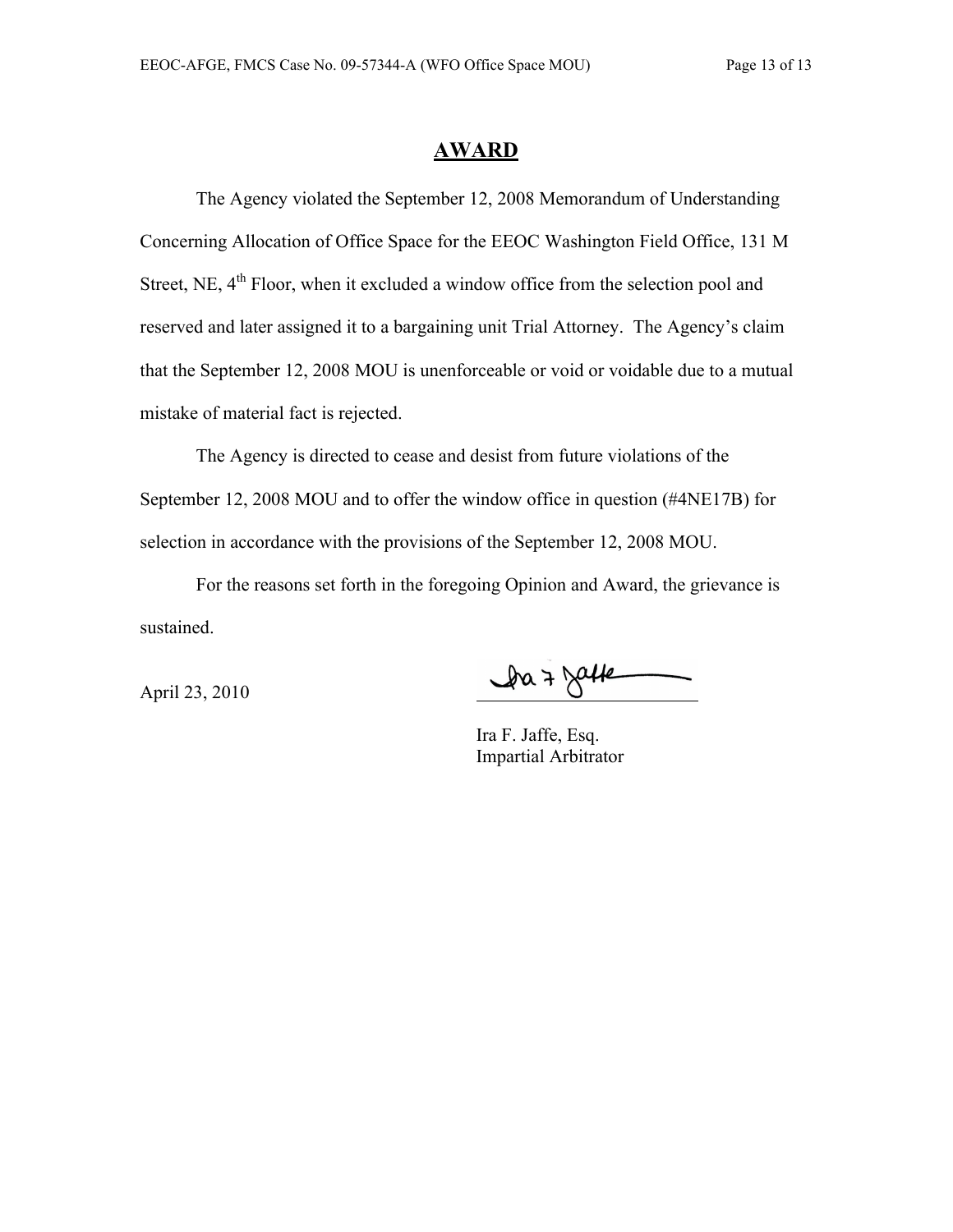## AWARD

The Agency violated the September 12, 2008 Memorandum of Understanding Concerning Allocation of Office Space for the EEOC Washington Field Office, 131 M Street, NE, 4th Floor, when it excluded a window office from the selection pool and reserved and later assigned it to a bargaining unit Trial Attorney. The Agency's claim that the September 12, 2008 MOU is unenforceable or void or voidable due to a mutual mistake of material fact is rejected.

The Agency is directed to cease and desist from future violations of the September 12, 2008 MOU and to offer the window office in question (#4NE17B) for selection in accordance with the provisions of the September 12, 2008 MOU.

For the reasons set forth in the foregoing Opinion and Award, the grievance is sustained.

April 23, 2010

Ira F. Jaffe, Esq.
Impartial Arbitrator